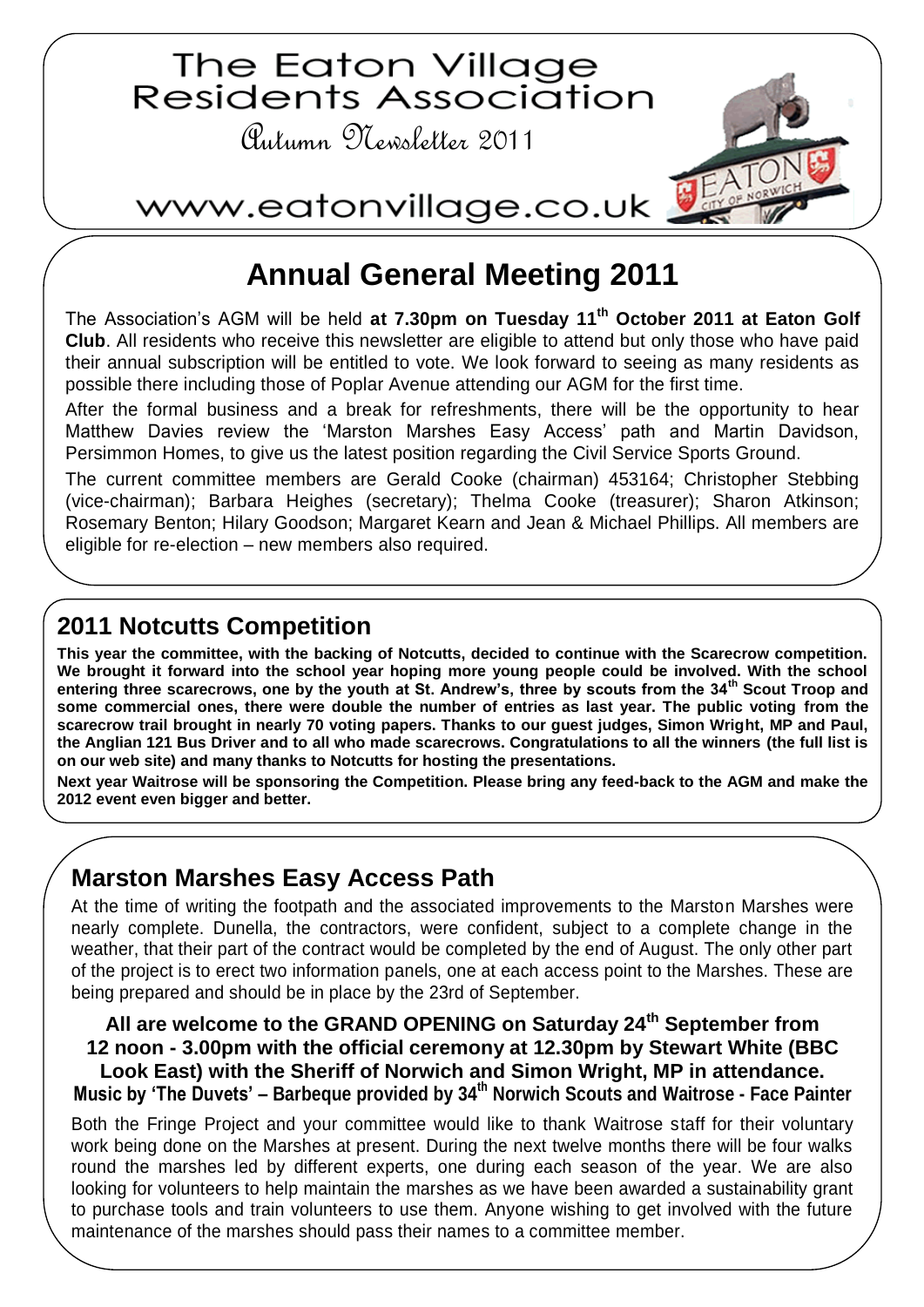# The Eaton Village Residents Association

Autumn Newsletter 2011

www.eatonvillage.co.uk

## Annual General Meeting 2011

The Association's AGM will be held **at 7.30pm on Tuesday 11th October 2011 at Eaton Golf Club**. All residents who receive this newsletter are eligible to attend but only those who have paid their annual subscription will be entitled to vote. We look forward to seeing as many residents as possible there including those of Poplar Avenue attending our AGM for the first time.

After the formal business and a break for refreshments, there will be the opportunity to hear Matthew Davies review the 'Marston Marshes Easy Access' path and Martin Davidson, Persimmon Homes, to give us the latest position regarding the Civil Service Sports Ground.

The current committee members are Gerald Cooke (chairman) 453164; Christopher Stebbing (vice-chairman); Barbara Heighes (secretary); Thelma Cooke (treasurer); Sharon Atkinson; Rosemary Benton; Hilary Goodson; Margaret Kearn and Jean & Michael Phillips. All members are eligible for re-election – new members also required.

## 2011 Notcutts Competition

**This year the committee, with the backing of Notcutts, decided to continue with the Scarecrow competition. We brought it forward into the school year hoping more young people could be involved. With the school entering three scarecrows, one by the youth at St. Andrew's, three by scouts from the 34th Scout Troop and some commercial ones, there were double the number of entries as last year. The public voting from the scarecrow trail brought in nearly 70 voting papers. Thanks to our guest judges, Simon Wright, MP and Paul, the Anglian 121 Bus Driver and to all who made scarecrows. Congratulations to all the winners (the full list is on our web site) and many thanks to Notcutts for hosting the presentations.**

**Next year Waitrose will be sponsoring the Competition. Please bring any feed-back to the AGM and make the 2012 event even bigger and better.**

## Marston Marshes Easy Access Path

At the time of writing the footpath and the associated improvements to the Marston Marshes were nearly complete. Dunella, the contractors, were confident, subject to a complete change in the weather, that their part of the contract would be completed by the end of August. The only other part of the project is to erect two information panels, one at each access point to the Marshes. These are being prepared and should be in place by the 23rd of September.

**All are welcome to the GRAND OPENING on Saturday 24th September from 12 noon - 3.00pm with the official ceremony at 12.30pm by Stewart White (BBC Look East) with the Sheriff of Norwich and Simon Wright, MP in attendance.**
**Music by 'The Duvets' – Barbeque provided by 34th Norwich Scouts and Waitrose - Face Painter**

Both the Fringe Project and your committee would like to thank Waitrose staff for their voluntary work being done on the Marshes at present. During the next twelve months there will be four walks round the marshes led by different experts, one during each season of the year. We are also looking for volunteers to help maintain the marshes as we have been awarded a sustainability grant to purchase tools and train volunteers to use them. Anyone wishing to get involved with the future maintenance of the marshes should pass their names to a committee member.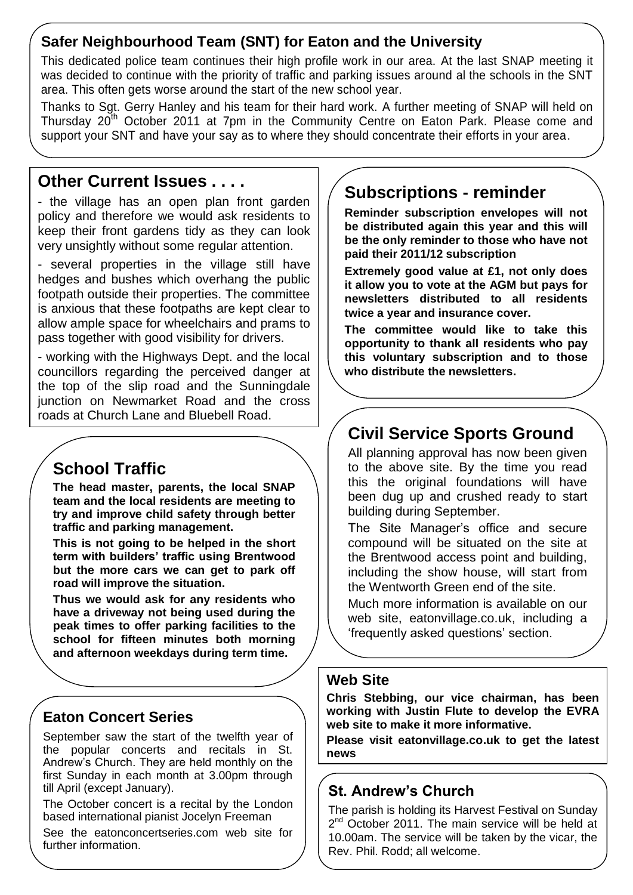## Safer Neighbourhood Team (SNT) for Eaton and the University

This dedicated police team continues their high profile work in our area. At the last SNAP meeting it was decided to continue with the priority of traffic and parking issues around al the schools in the SNT area. This often gets worse around the start of the new school year.

Thanks to Sgt. Gerry Hanley and his team for their hard work. A further meeting of SNAP will held on Thursday 20th October 2011 at 7pm in the Community Centre on Eaton Park. Please come and support your SNT and have your say as to where they should concentrate their efforts in your area.

## Other Current Issues . . . .

- the village has an open plan front garden policy and therefore we would ask residents to keep their front gardens tidy as they can look very unsightly without some regular attention.

- several properties in the village still have hedges and bushes which overhang the public footpath outside their properties. The committee is anxious that these footpaths are kept clear to allow ample space for wheelchairs and prams to pass together with good visibility for drivers.

- working with the Highways Dept. and the local councillors regarding the perceived danger at the top of the slip road and the Sunningdale junction on Newmarket Road and the cross roads at Church Lane and Bluebell Road.

## School Traffic

**The head master, parents, the local SNAP team and the local residents are meeting to try and improve child safety through better traffic and parking management.**

**This is not going to be helped in the short term with builders' traffic using Brentwood but the more cars we can get to park off road will improve the situation.**

**Thus we would ask for any residents who have a driveway not being used during the peak times to offer parking facilities to the school for fifteen minutes both morning and afternoon weekdays during term time.**

## Eaton Concert Series

September saw the start of the twelfth year of the popular concerts and recitals in St. Andrew's Church. They are held monthly on the first Sunday in each month at 3.00pm through till April (except January).

The October concert is a recital by the London based international pianist Jocelyn Freeman

See the eatonconcertseries.com web site for further information.

## Subscriptions - reminder

**Reminder subscription envelopes will not be distributed again this year and this will be the only reminder to those who have not paid their 2011/12 subscription**

**Extremely good value at £1, not only does it allow you to vote at the AGM but pays for newsletters distributed to all residents twice a year and insurance cover.**

**The committee would like to take this opportunity to thank all residents who pay this voluntary subscription and to those who distribute the newsletters.**

## Civil Service Sports Ground

All planning approval has now been given to the above site. By the time you read this the original foundations will have been dug up and crushed ready to start building during September.

The Site Manager's office and secure compound will be situated on the site at the Brentwood access point and building, including the show house, will start from the Wentworth Green end of the site.

Much more information is available on our web site, eatonvillage.co.uk, including a 'frequently asked questions' section.

## Web Site

**Chris Stebbing, our vice chairman, has been working with Justin Flute to develop the EVRA web site to make it more informative.**

**Please visit eatonvillage.co.uk to get the latest news**

## St. Andrew's Church

The parish is holding its Harvest Festival on Sunday 2nd October 2011. The main service will be held at 10.00am. The service will be taken by the vicar, the Rev. Phil. Rodd; all welcome.